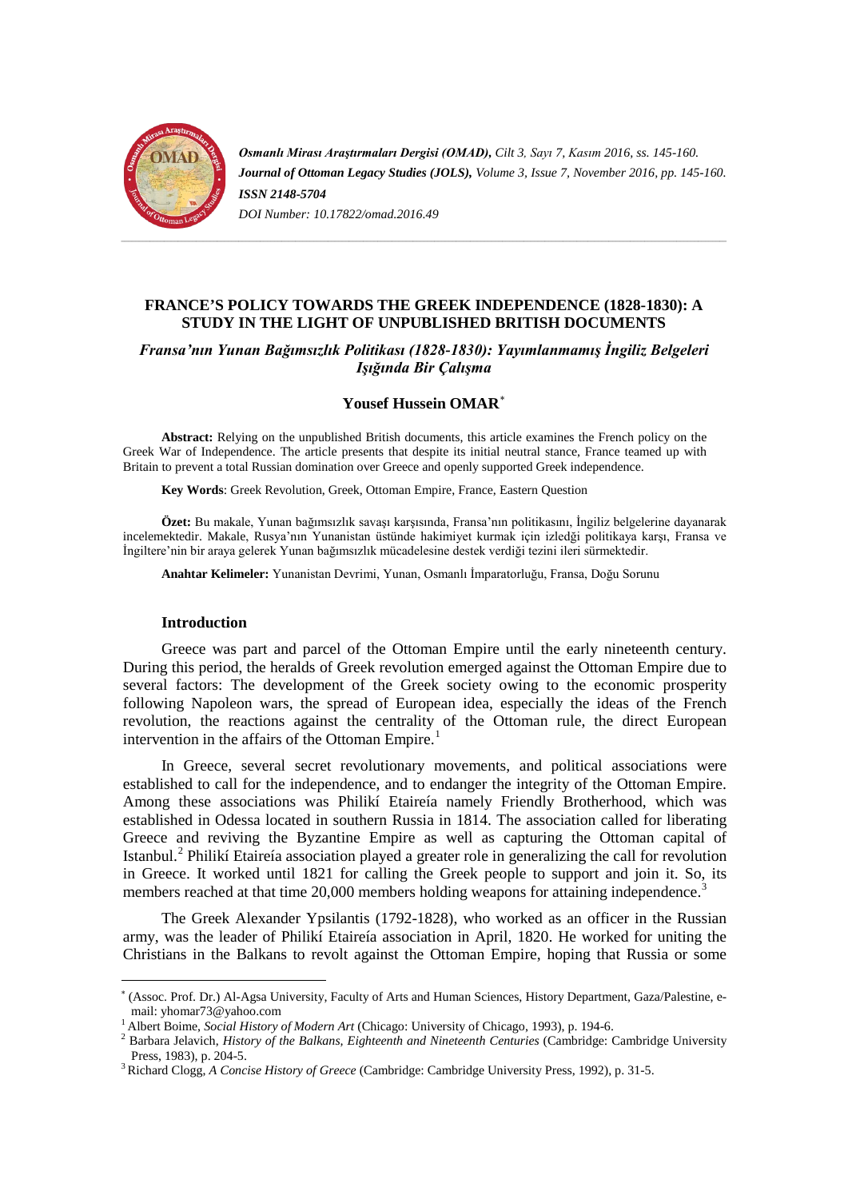*Osmanlı Mirası Araştırmaları Dergisi (OMAD)*, *Cilt 3, Sayı 7, Kasım 2016, ss. 145-160.*
*Journal of Ottoman Legacy Studies (JOLS)*, *Volume 3, Issue 7, November 2016, pp. 145-160.*
***ISSN 2148-5704***
*DOI Number: 10.17822/omad.2016.49*

# FRANCE'S POLICY TOWARDS THE GREEK INDEPENDENCE (1828-1830): A STUDY IN THE LIGHT OF UNPUBLISHED BRITISH DOCUMENTS

## *Fransa'nın Yunan Bağımsızlık Politikası (1828-1830): Yayımlanmamış İngiliz Belgeleri Işığında Bir Çalışma*

**Yousef Hussein OMAR**[*]

**Abstract:** Relying on the unpublished British documents, this article examines the French policy on the Greek War of Independence. The article presents that despite its initial neutral stance, France teamed up with Britain to prevent a total Russian domination over Greece and openly supported Greek independence.

**Key Words**: Greek Revolution, Greek, Ottoman Empire, France, Eastern Question

**Özet:** Bu makale, Yunan bağımsızlık savaşı karşısında, Fransa'nın politikasını, İngiliz belgelerine dayanarak incelemektedir. Makale, Rusya'nın Yunanistan üstünde hakimiyet kurmak için izledği politikaya karşı, Fransa ve İngiltere'nin bir araya gelerek Yunan bağımsızlık mücadelesine destek verdiği tezini ileri sürmektedir.

**Anahtar Kelimeler:** Yunanistan Devrimi, Yunan, Osmanlı İmparatorluğu, Fransa, Doğu Sorunu

### Introduction

Greece was part and parcel of the Ottoman Empire until the early nineteenth century. During this period, the heralds of Greek revolution emerged against the Ottoman Empire due to several factors: The development of the Greek society owing to the economic prosperity following Napoleon wars, the spread of European idea, especially the ideas of the French revolution, the reactions against the centrality of the Ottoman rule, the direct European intervention in the affairs of the Ottoman Empire.[1]

In Greece, several secret revolutionary movements, and political associations were established to call for the independence, and to endanger the integrity of the Ottoman Empire. Among these associations was Philikí Etaireía namely Friendly Brotherhood, which was established in Odessa located in southern Russia in 1814. The association called for liberating Greece and reviving the Byzantine Empire as well as capturing the Ottoman capital of Istanbul.[2] Philikí Etaireía association played a greater role in generalizing the call for revolution in Greece. It worked until 1821 for calling the Greek people to support and join it. So, its members reached at that time 20,000 members holding weapons for attaining independence.[3]

The Greek Alexander Ypsilantis (1792-1828), who worked as an officer in the Russian army, was the leader of Philikí Etaireía association in April, 1820. He worked for uniting the Christians in the Balkans to revolt against the Ottoman Empire, hoping that Russia or some

---

[*] (Assoc. Prof. Dr.) Al-Agsa University, Faculty of Arts and Human Sciences, History Department, Gaza/Palestine, e-mail: yhomar73@yahoo.com

[1] Albert Boime, *Social History of Modern Art* (Chicago: University of Chicago, 1993), p. 194-6.

[2] Barbara Jelavich, *History of the Balkans, Eighteenth and Nineteenth Centuries* (Cambridge: Cambridge University Press, 1983), p. 204-5.

[3] Richard Clogg, *A Concise History of Greece* (Cambridge: Cambridge University Press, 1992), p. 31-5.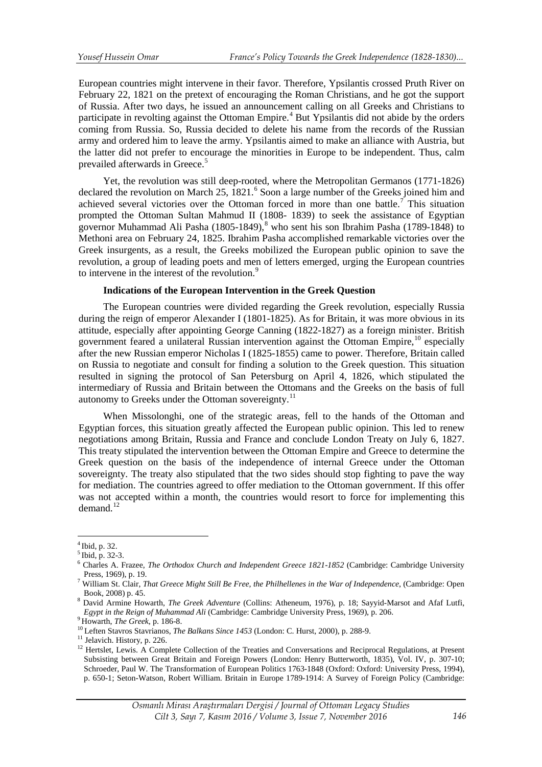European countries might intervene in their favor. Therefore, Ypsilantis crossed Pruth River on February 22, 1821 on the pretext of encouraging the Roman Christians, and he got the support of Russia. After two days, he issued an announcement calling on all Greeks and Christians to participate in revolting against the Ottoman Empire.[4] But Ypsilantis did not abide by the orders coming from Russia. So, Russia decided to delete his name from the records of the Russian army and ordered him to leave the army. Ypsilantis aimed to make an alliance with Austria, but the latter did not prefer to encourage the minorities in Europe to be independent. Thus, calm prevailed afterwards in Greece.[5]

Yet, the revolution was still deep-rooted, where the Metropolitan Germanos (1771-1826) declared the revolution on March 25, 1821.[6] Soon a large number of the Greeks joined him and achieved several victories over the Ottoman forced in more than one battle.[7] This situation prompted the Ottoman Sultan Mahmud II (1808- 1839) to seek the assistance of Egyptian governor Muhammad Ali Pasha (1805-1849),[8] who sent his son Ibrahim Pasha (1789-1848) to Methoni area on February 24, 1825. Ibrahim Pasha accomplished remarkable victories over the Greek insurgents, as a result, the Greeks mobilized the European public opinion to save the revolution, a group of leading poets and men of letters emerged, urging the European countries to intervene in the interest of the revolution.[9]

### Indications of the European Intervention in the Greek Question

The European countries were divided regarding the Greek revolution, especially Russia during the reign of emperor Alexander I (1801-1825). As for Britain, it was more obvious in its attitude, especially after appointing George Canning (1822-1827) as a foreign minister. British government feared a unilateral Russian intervention against the Ottoman Empire,[10] especially after the new Russian emperor Nicholas I (1825-1855) came to power. Therefore, Britain called on Russia to negotiate and consult for finding a solution to the Greek question. This situation resulted in signing the protocol of San Petersburg on April 4, 1826, which stipulated the intermediary of Russia and Britain between the Ottomans and the Greeks on the basis of full autonomy to Greeks under the Ottoman sovereignty.[11]

When Missolonghi, one of the strategic areas, fell to the hands of the Ottoman and Egyptian forces, this situation greatly affected the European public opinion. This led to renew negotiations among Britain, Russia and France and conclude London Treaty on July 6, 1827. This treaty stipulated the intervention between the Ottoman Empire and Greece to determine the Greek question on the basis of the independence of internal Greece under the Ottoman sovereignty. The treaty also stipulated that the two sides should stop fighting to pave the way for mediation. The countries agreed to offer mediation to the Ottoman government. If this offer was not accepted within a month, the countries would resort to force for implementing this demand.[12]

---

[4] Ibid, p. 32.

[5] Ibid, p. 32-3.

[6] Charles A. Frazee, *The Orthodox Church and Independent Greece 1821-1852* (Cambridge: Cambridge University Press, 1969), p. 19.

[7] William St. Clair, *That Greece Might Still Be Free, the Philhellenes in the War of Independence*, (Cambridge: Open Book, 2008) p. 45.

[8] David Armine Howarth, *The Greek Adventure* (Collins: Atheneum, 1976), p. 18; Sayyid-Marsot and Afaf Lutfi, *Egypt in the Reign of Muhammad Ali* (Cambridge: Cambridge University Press, 1969), p. 206.

[9] Howarth, *The Greek*, p. 186-8.

[10] Leften Stavros Stavrianos, *The Balkans Since 1453* (London: C. Hurst, 2000), p. 288-9.

[11] Jelavich. History, p. 226.

[12] Hertslet, Lewis. A Complete Collection of the Treaties and Conversations and Reciprocal Regulations, at Present Subsisting between Great Britain and Foreign Powers (London: Henry Butterworth, 1835), Vol. IV, p. 307-10; Schroeder, Paul W. The Transformation of European Politics 1763-1848 (Oxford: Oxford: University Press, 1994), p. 650-1; Seton-Watson, Robert William. Britain in Europe 1789-1914: A Survey of Foreign Policy (Cambridge: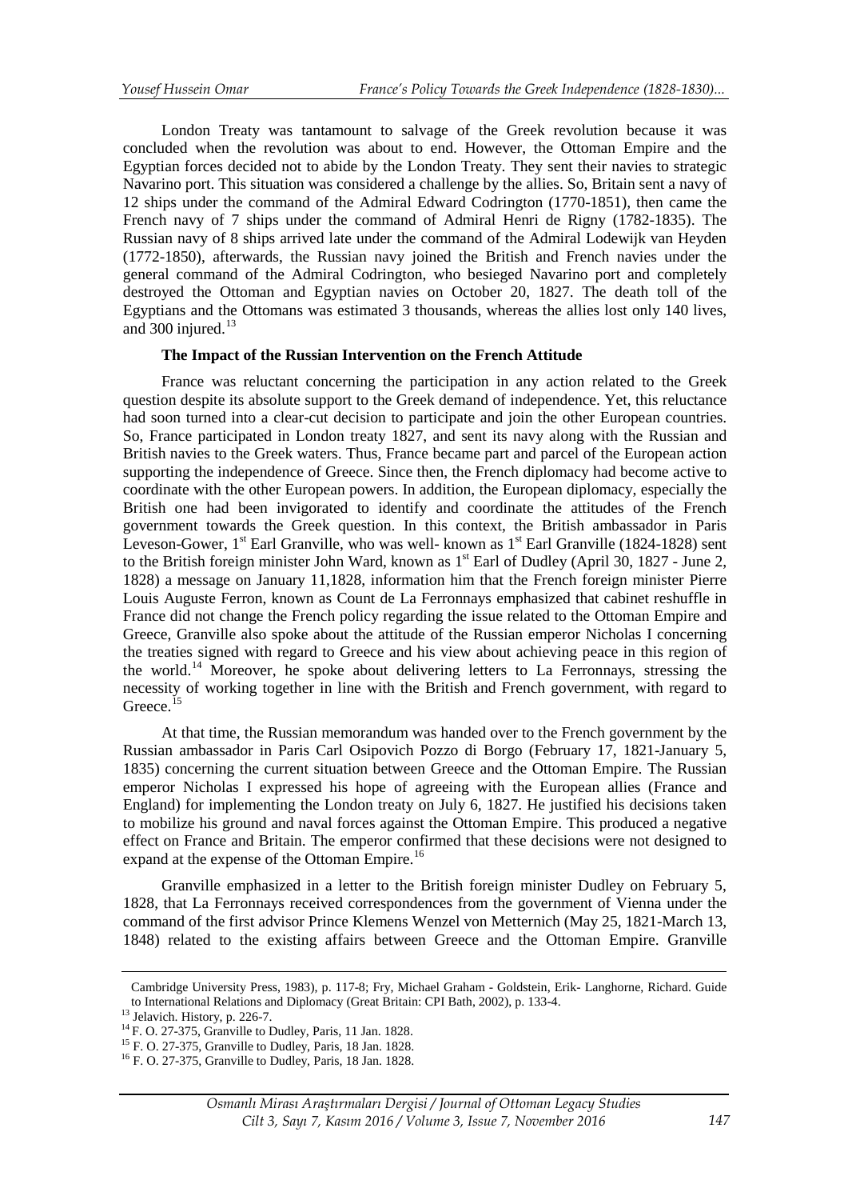London Treaty was tantamount to salvage of the Greek revolution because it was concluded when the revolution was about to end. However, the Ottoman Empire and the Egyptian forces decided not to abide by the London Treaty. They sent their navies to strategic Navarino port. This situation was considered a challenge by the allies. So, Britain sent a navy of 12 ships under the command of the Admiral Edward Codrington (1770-1851), then came the French navy of 7 ships under the command of Admiral Henri de Rigny (1782-1835). The Russian navy of 8 ships arrived late under the command of the Admiral Lodewijk van Heyden (1772-1850), afterwards, the Russian navy joined the British and French navies under the general command of the Admiral Codrington, who besieged Navarino port and completely destroyed the Ottoman and Egyptian navies on October 20, 1827. The death toll of the Egyptians and the Ottomans was estimated 3 thousands, whereas the allies lost only 140 lives, and 300 injured.[13]

**The Impact of the Russian Intervention on the French Attitude**

France was reluctant concerning the participation in any action related to the Greek question despite its absolute support to the Greek demand of independence. Yet, this reluctance had soon turned into a clear-cut decision to participate and join the other European countries. So, France participated in London treaty 1827, and sent its navy along with the Russian and British navies to the Greek waters. Thus, France became part and parcel of the European action supporting the independence of Greece. Since then, the French diplomacy had become active to coordinate with the other European powers. In addition, the European diplomacy, especially the British one had been invigorated to identify and coordinate the attitudes of the French government towards the Greek question. In this context, the British ambassador in Paris Leveson-Gower, 1st Earl Granville, who was well- known as 1st Earl Granville (1824-1828) sent to the British foreign minister John Ward, known as 1st Earl of Dudley (April 30, 1827 - June 2, 1828) a message on January 11,1828, information him that the French foreign minister Pierre Louis Auguste Ferron, known as Count de La Ferronnays emphasized that cabinet reshuffle in France did not change the French policy regarding the issue related to the Ottoman Empire and Greece, Granville also spoke about the attitude of the Russian emperor Nicholas I concerning the treaties signed with regard to Greece and his view about achieving peace in this region of the world.[14] Moreover, he spoke about delivering letters to La Ferronnays, stressing the necessity of working together in line with the British and French government, with regard to Greece.[15]

At that time, the Russian memorandum was handed over to the French government by the Russian ambassador in Paris Carl Osipovich Pozzo di Borgo (February 17, 1821-January 5, 1835) concerning the current situation between Greece and the Ottoman Empire. The Russian emperor Nicholas I expressed his hope of agreeing with the European allies (France and England) for implementing the London treaty on July 6, 1827. He justified his decisions taken to mobilize his ground and naval forces against the Ottoman Empire. This produced a negative effect on France and Britain. The emperor confirmed that these decisions were not designed to expand at the expense of the Ottoman Empire.[16]

Granville emphasized in a letter to the British foreign minister Dudley on February 5, 1828, that La Ferronnays received correspondences from the government of Vienna under the command of the first advisor Prince Klemens Wenzel von Metternich (May 25, 1821-March 13, 1848) related to the existing affairs between Greece and the Ottoman Empire. Granville

---

Cambridge University Press, 1983), p. 117-8; Fry, Michael Graham - Goldstein, Erik- Langhorne, Richard. Guide to International Relations and Diplomacy (Great Britain: CPI Bath, 2002), p. 133-4.

[13] Jelavich. History, p. 226-7.

[14] F. O. 27-375, Granville to Dudley, Paris, 11 Jan. 1828.

[15] F. O. 27-375, Granville to Dudley, Paris, 18 Jan. 1828.

[16] F. O. 27-375, Granville to Dudley, Paris, 18 Jan. 1828.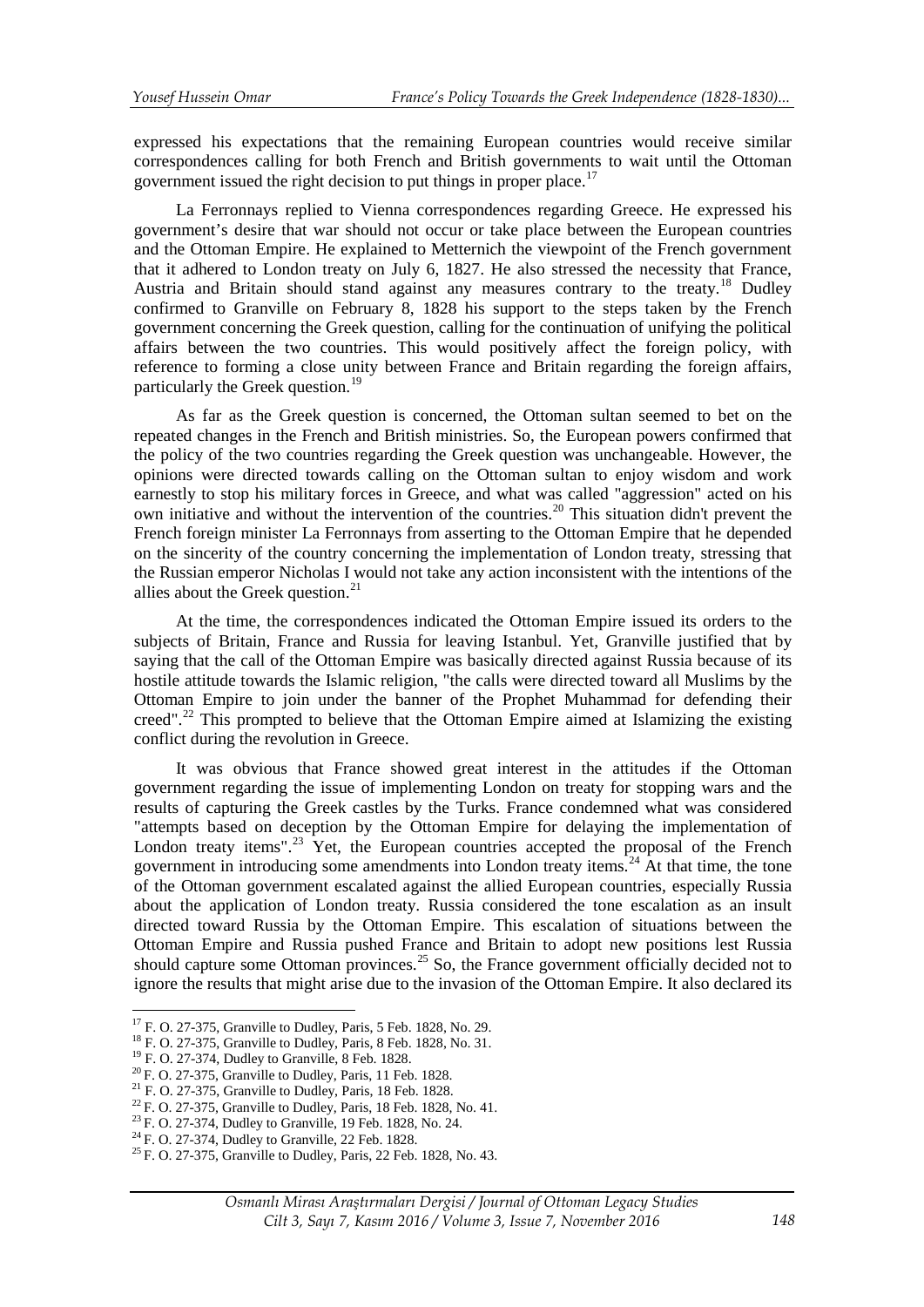expressed his expectations that the remaining European countries would receive similar correspondences calling for both French and British governments to wait until the Ottoman government issued the right decision to put things in proper place.[17]

La Ferronnays replied to Vienna correspondences regarding Greece. He expressed his government's desire that war should not occur or take place between the European countries and the Ottoman Empire. He explained to Metternich the viewpoint of the French government that it adhered to London treaty on July 6, 1827. He also stressed the necessity that France, Austria and Britain should stand against any measures contrary to the treaty.[18] Dudley confirmed to Granville on February 8, 1828 his support to the steps taken by the French government concerning the Greek question, calling for the continuation of unifying the political affairs between the two countries. This would positively affect the foreign policy, with reference to forming a close unity between France and Britain regarding the foreign affairs, particularly the Greek question.[19]

As far as the Greek question is concerned, the Ottoman sultan seemed to bet on the repeated changes in the French and British ministries. So, the European powers confirmed that the policy of the two countries regarding the Greek question was unchangeable. However, the opinions were directed towards calling on the Ottoman sultan to enjoy wisdom and work earnestly to stop his military forces in Greece, and what was called "aggression" acted on his own initiative and without the intervention of the countries.[20] This situation didn't prevent the French foreign minister La Ferronnays from asserting to the Ottoman Empire that he depended on the sincerity of the country concerning the implementation of London treaty, stressing that the Russian emperor Nicholas I would not take any action inconsistent with the intentions of the allies about the Greek question.[21]

At the time, the correspondences indicated the Ottoman Empire issued its orders to the subjects of Britain, France and Russia for leaving Istanbul. Yet, Granville justified that by saying that the call of the Ottoman Empire was basically directed against Russia because of its hostile attitude towards the Islamic religion, "the calls were directed toward all Muslims by the Ottoman Empire to join under the banner of the Prophet Muhammad for defending their creed".[22] This prompted to believe that the Ottoman Empire aimed at Islamizing the existing conflict during the revolution in Greece.

It was obvious that France showed great interest in the attitudes if the Ottoman government regarding the issue of implementing London on treaty for stopping wars and the results of capturing the Greek castles by the Turks. France condemned what was considered "attempts based on deception by the Ottoman Empire for delaying the implementation of London treaty items".[23] Yet, the European countries accepted the proposal of the French government in introducing some amendments into London treaty items.[24] At that time, the tone of the Ottoman government escalated against the allied European countries, especially Russia about the application of London treaty. Russia considered the tone escalation as an insult directed toward Russia by the Ottoman Empire. This escalation of situations between the Ottoman Empire and Russia pushed France and Britain to adopt new positions lest Russia should capture some Ottoman provinces.[25] So, the France government officially decided not to ignore the results that might arise due to the invasion of the Ottoman Empire. It also declared its

---

[17] F. O. 27-375, Granville to Dudley, Paris, 5 Feb. 1828, No. 29.

[18] F. O. 27-375, Granville to Dudley, Paris, 8 Feb. 1828, No. 31.

[19] F. O. 27-374, Dudley to Granville, 8 Feb. 1828.

[20] F. O. 27-375, Granville to Dudley, Paris, 11 Feb. 1828.

[21] F. O. 27-375, Granville to Dudley, Paris, 18 Feb. 1828.

[22] F. O. 27-375, Granville to Dudley, Paris, 18 Feb. 1828, No. 41.

[23] F. O. 27-374, Dudley to Granville, 19 Feb. 1828, No. 24.

[24] F. O. 27-374, Dudley to Granville, 22 Feb. 1828.

[25] F. O. 27-375, Granville to Dudley, Paris, 22 Feb. 1828, No. 43.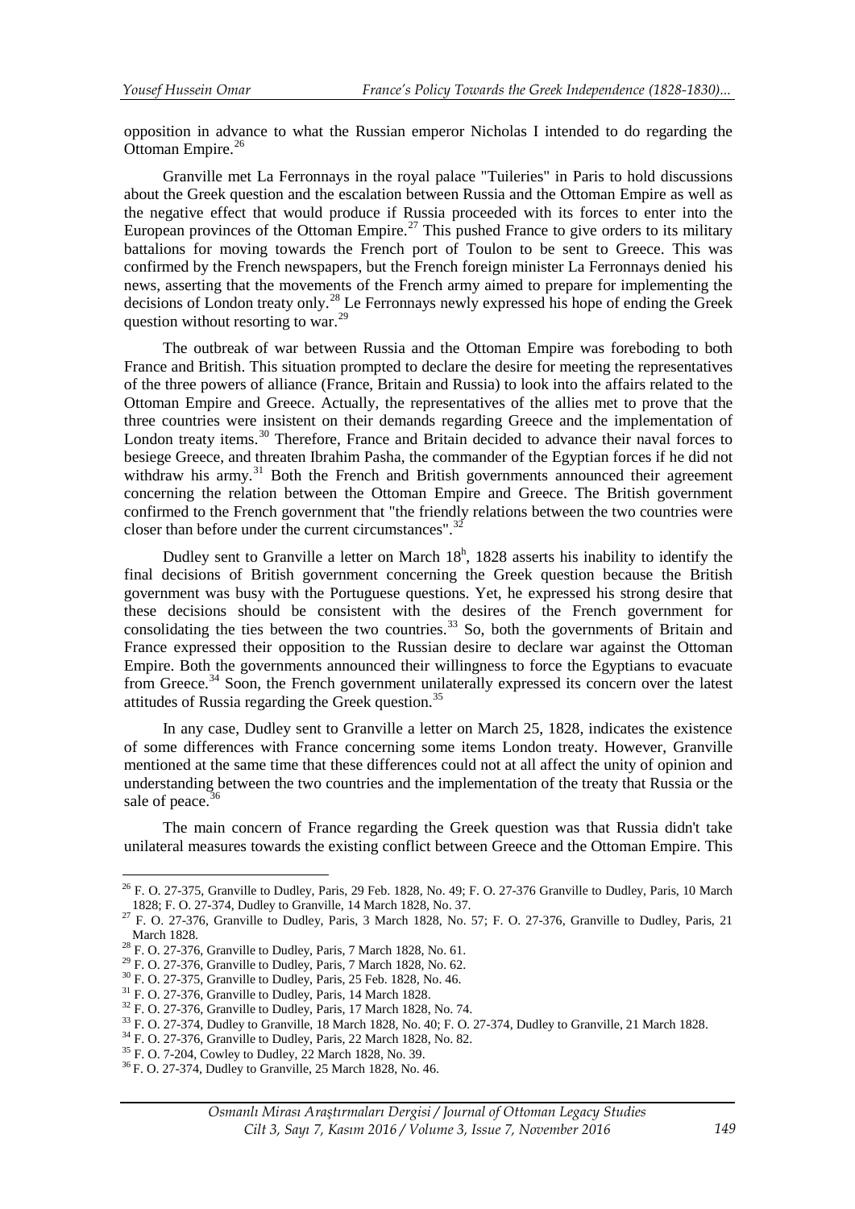opposition in advance to what the Russian emperor Nicholas I intended to do regarding the Ottoman Empire.[26]

Granville met La Ferronnays in the royal palace "Tuileries" in Paris to hold discussions about the Greek question and the escalation between Russia and the Ottoman Empire as well as the negative effect that would produce if Russia proceeded with its forces to enter into the European provinces of the Ottoman Empire.[27] This pushed France to give orders to its military battalions for moving towards the French port of Toulon to be sent to Greece. This was confirmed by the French newspapers, but the French foreign minister La Ferronnays denied his news, asserting that the movements of the French army aimed to prepare for implementing the decisions of London treaty only.[28] Le Ferronnays newly expressed his hope of ending the Greek question without resorting to war.[29]

The outbreak of war between Russia and the Ottoman Empire was foreboding to both France and British. This situation prompted to declare the desire for meeting the representatives of the three powers of alliance (France, Britain and Russia) to look into the affairs related to the Ottoman Empire and Greece. Actually, the representatives of the allies met to prove that the three countries were insistent on their demands regarding Greece and the implementation of London treaty items.[30] Therefore, France and Britain decided to advance their naval forces to besiege Greece, and threaten Ibrahim Pasha, the commander of the Egyptian forces if he did not withdraw his army.[31] Both the French and British governments announced their agreement concerning the relation between the Ottoman Empire and Greece. The British government confirmed to the French government that "the friendly relations between the two countries were closer than before under the current circumstances".[32]

Dudley sent to Granville a letter on March 18h, 1828 asserts his inability to identify the final decisions of British government concerning the Greek question because the British government was busy with the Portuguese questions. Yet, he expressed his strong desire that these decisions should be consistent with the desires of the French government for consolidating the ties between the two countries.[33] So, both the governments of Britain and France expressed their opposition to the Russian desire to declare war against the Ottoman Empire. Both the governments announced their willingness to force the Egyptians to evacuate from Greece.[34] Soon, the French government unilaterally expressed its concern over the latest attitudes of Russia regarding the Greek question.[35]

In any case, Dudley sent to Granville a letter on March 25, 1828, indicates the existence of some differences with France concerning some items London treaty. However, Granville mentioned at the same time that these differences could not at all affect the unity of opinion and understanding between the two countries and the implementation of the treaty that Russia or the sale of peace.[36]

The main concern of France regarding the Greek question was that Russia didn't take unilateral measures towards the existing conflict between Greece and the Ottoman Empire. This

---

[26] F. O. 27-375, Granville to Dudley, Paris, 29 Feb. 1828, No. 49; F. O. 27-376 Granville to Dudley, Paris, 10 March 1828; F. O. 27-374, Dudley to Granville, 14 March 1828, No. 37.

[27] F. O. 27-376, Granville to Dudley, Paris, 3 March 1828, No. 57; F. O. 27-376, Granville to Dudley, Paris, 21 March 1828.

[28] F. O. 27-376, Granville to Dudley, Paris, 7 March 1828, No. 61.

[29] F. O. 27-376, Granville to Dudley, Paris, 7 March 1828, No. 62.

[30] F. O. 27-375, Granville to Dudley, Paris, 25 Feb. 1828, No. 46.

[31] F. O. 27-376, Granville to Dudley, Paris, 14 March 1828.

[32] F. O. 27-376, Granville to Dudley, Paris, 17 March 1828, No. 74.

[33] F. O. 27-374, Dudley to Granville, 18 March 1828, No. 40; F. O. 27-374, Dudley to Granville, 21 March 1828.

[34] F. O. 27-376, Granville to Dudley, Paris, 22 March 1828, No. 82.

[35] F. O. 7-204, Cowley to Dudley, 22 March 1828, No. 39.

[36] F. O. 27-374, Dudley to Granville, 25 March 1828, No. 46.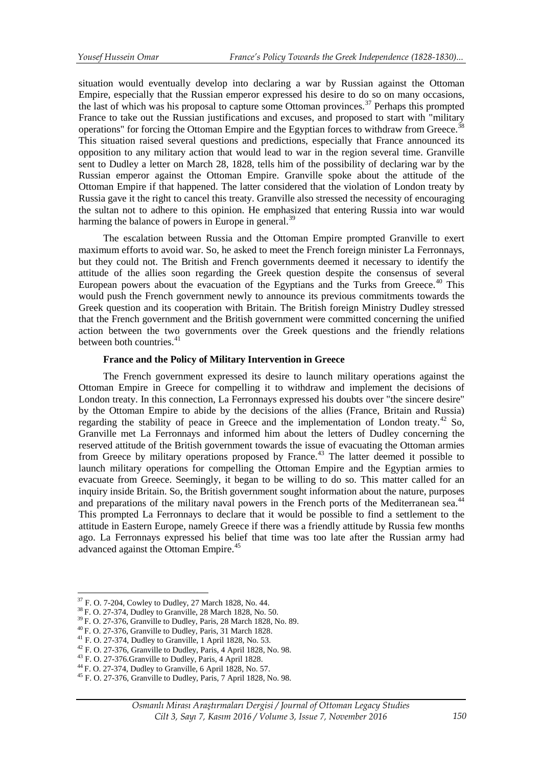situation would eventually develop into declaring a war by Russian against the Ottoman Empire, especially that the Russian emperor expressed his desire to do so on many occasions, the last of which was his proposal to capture some Ottoman provinces.[37] Perhaps this prompted France to take out the Russian justifications and excuses, and proposed to start with "military operations" for forcing the Ottoman Empire and the Egyptian forces to withdraw from Greece.[38] This situation raised several questions and predictions, especially that France announced its opposition to any military action that would lead to war in the region several time. Granville sent to Dudley a letter on March 28, 1828, tells him of the possibility of declaring war by the Russian emperor against the Ottoman Empire. Granville spoke about the attitude of the Ottoman Empire if that happened. The latter considered that the violation of London treaty by Russia gave it the right to cancel this treaty. Granville also stressed the necessity of encouraging the sultan not to adhere to this opinion. He emphasized that entering Russia into war would harming the balance of powers in Europe in general.[39]

The escalation between Russia and the Ottoman Empire prompted Granville to exert maximum efforts to avoid war. So, he asked to meet the French foreign minister La Ferronnays, but they could not. The British and French governments deemed it necessary to identify the attitude of the allies soon regarding the Greek question despite the consensus of several European powers about the evacuation of the Egyptians and the Turks from Greece.[40] This would push the French government newly to announce its previous commitments towards the Greek question and its cooperation with Britain. The British foreign Ministry Dudley stressed that the French government and the British government were committed concerning the unified action between the two governments over the Greek questions and the friendly relations between both countries.[41]

### France and the Policy of Military Intervention in Greece

The French government expressed its desire to launch military operations against the Ottoman Empire in Greece for compelling it to withdraw and implement the decisions of London treaty. In this connection, La Ferronnays expressed his doubts over "the sincere desire" by the Ottoman Empire to abide by the decisions of the allies (France, Britain and Russia) regarding the stability of peace in Greece and the implementation of London treaty.[42] So, Granville met La Ferronnays and informed him about the letters of Dudley concerning the reserved attitude of the British government towards the issue of evacuating the Ottoman armies from Greece by military operations proposed by France.[43] The latter deemed it possible to launch military operations for compelling the Ottoman Empire and the Egyptian armies to evacuate from Greece. Seemingly, it began to be willing to do so. This matter called for an inquiry inside Britain. So, the British government sought information about the nature, purposes and preparations of the military naval powers in the French ports of the Mediterranean sea.[44] This prompted La Ferronnays to declare that it would be possible to find a settlement to the attitude in Eastern Europe, namely Greece if there was a friendly attitude by Russia few months ago. La Ferronnays expressed his belief that time was too late after the Russian army had advanced against the Ottoman Empire.[45]

---

[37] F. O. 7-204, Cowley to Dudley, 27 March 1828, No. 44.

[38] F. O. 27-374, Dudley to Granville, 28 March 1828, No. 50.

[39] F. O. 27-376, Granville to Dudley, Paris, 28 March 1828, No. 89.

[40] F. O. 27-376, Granville to Dudley, Paris, 31 March 1828.

[41] F. O. 27-374, Dudley to Granville, 1 April 1828, No. 53.

[42] F. O. 27-376, Granville to Dudley, Paris, 4 April 1828, No. 98.

[43] F. O. 27-376.Granville to Dudley, Paris, 4 April 1828.

[44] F. O. 27-374, Dudley to Granville, 6 April 1828, No. 57.

[45] F. O. 27-376, Granville to Dudley, Paris, 7 April 1828, No. 98.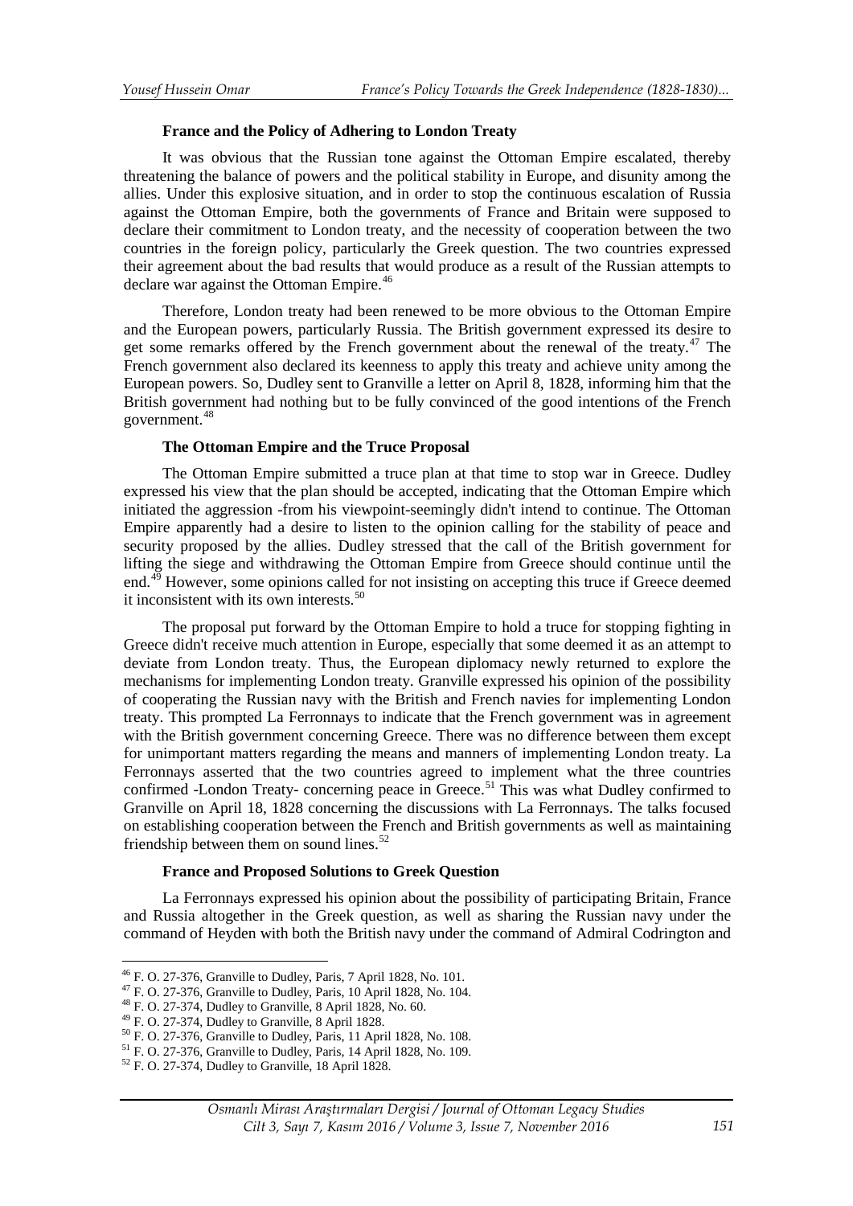### France and the Policy of Adhering to London Treaty

It was obvious that the Russian tone against the Ottoman Empire escalated, thereby threatening the balance of powers and the political stability in Europe, and disunity among the allies. Under this explosive situation, and in order to stop the continuous escalation of Russia against the Ottoman Empire, both the governments of France and Britain were supposed to declare their commitment to London treaty, and the necessity of cooperation between the two countries in the foreign policy, particularly the Greek question. The two countries expressed their agreement about the bad results that would produce as a result of the Russian attempts to declare war against the Ottoman Empire.[46]

Therefore, London treaty had been renewed to be more obvious to the Ottoman Empire and the European powers, particularly Russia. The British government expressed its desire to get some remarks offered by the French government about the renewal of the treaty.[47] The French government also declared its keenness to apply this treaty and achieve unity among the European powers. So, Dudley sent to Granville a letter on April 8, 1828, informing him that the British government had nothing but to be fully convinced of the good intentions of the French government.[48]

### The Ottoman Empire and the Truce Proposal

The Ottoman Empire submitted a truce plan at that time to stop war in Greece. Dudley expressed his view that the plan should be accepted, indicating that the Ottoman Empire which initiated the aggression -from his viewpoint-seemingly didn't intend to continue. The Ottoman Empire apparently had a desire to listen to the opinion calling for the stability of peace and security proposed by the allies. Dudley stressed that the call of the British government for lifting the siege and withdrawing the Ottoman Empire from Greece should continue until the end.[49] However, some opinions called for not insisting on accepting this truce if Greece deemed it inconsistent with its own interests.[50]

The proposal put forward by the Ottoman Empire to hold a truce for stopping fighting in Greece didn't receive much attention in Europe, especially that some deemed it as an attempt to deviate from London treaty. Thus, the European diplomacy newly returned to explore the mechanisms for implementing London treaty. Granville expressed his opinion of the possibility of cooperating the Russian navy with the British and French navies for implementing London treaty. This prompted La Ferronnays to indicate that the French government was in agreement with the British government concerning Greece. There was no difference between them except for unimportant matters regarding the means and manners of implementing London treaty. La Ferronnays asserted that the two countries agreed to implement what the three countries confirmed -London Treaty- concerning peace in Greece.[51] This was what Dudley confirmed to Granville on April 18, 1828 concerning the discussions with La Ferronnays. The talks focused on establishing cooperation between the French and British governments as well as maintaining friendship between them on sound lines.[52]

### France and Proposed Solutions to Greek Question

La Ferronnays expressed his opinion about the possibility of participating Britain, France and Russia altogether in the Greek question, as well as sharing the Russian navy under the command of Heyden with both the British navy under the command of Admiral Codrington and

---

[46] F. O. 27-376, Granville to Dudley, Paris, 7 April 1828, No. 101.

[47] F. O. 27-376, Granville to Dudley, Paris, 10 April 1828, No. 104.

[48] F. O. 27-374, Dudley to Granville, 8 April 1828, No. 60.

[49] F. O. 27-374, Dudley to Granville, 8 April 1828.

[50] F. O. 27-376, Granville to Dudley, Paris, 11 April 1828, No. 108.

[51] F. O. 27-376, Granville to Dudley, Paris, 14 April 1828, No. 109.

[52] F. O. 27-374, Dudley to Granville, 18 April 1828.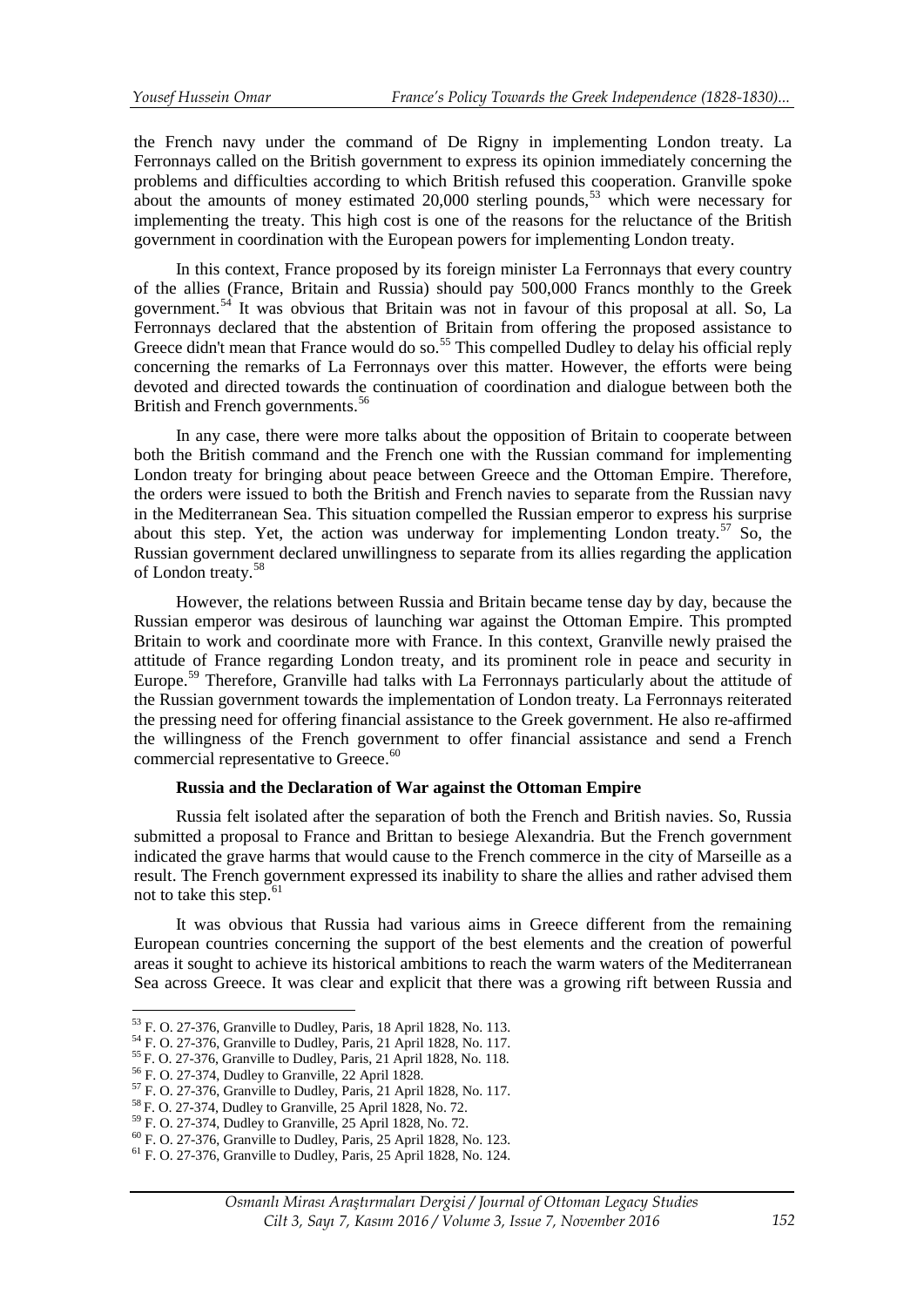the French navy under the command of De Rigny in implementing London treaty. La Ferronnays called on the British government to express its opinion immediately concerning the problems and difficulties according to which British refused this cooperation. Granville spoke about the amounts of money estimated 20,000 sterling pounds,[53] which were necessary for implementing the treaty. This high cost is one of the reasons for the reluctance of the British government in coordination with the European powers for implementing London treaty.

In this context, France proposed by its foreign minister La Ferronnays that every country of the allies (France, Britain and Russia) should pay 500,000 Francs monthly to the Greek government.[54] It was obvious that Britain was not in favour of this proposal at all. So, La Ferronnays declared that the abstention of Britain from offering the proposed assistance to Greece didn't mean that France would do so.[55] This compelled Dudley to delay his official reply concerning the remarks of La Ferronnays over this matter. However, the efforts were being devoted and directed towards the continuation of coordination and dialogue between both the British and French governments.[56]

In any case, there were more talks about the opposition of Britain to cooperate between both the British command and the French one with the Russian command for implementing London treaty for bringing about peace between Greece and the Ottoman Empire. Therefore, the orders were issued to both the British and French navies to separate from the Russian navy in the Mediterranean Sea. This situation compelled the Russian emperor to express his surprise about this step. Yet, the action was underway for implementing London treaty.[57] So, the Russian government declared unwillingness to separate from its allies regarding the application of London treaty.[58]

However, the relations between Russia and Britain became tense day by day, because the Russian emperor was desirous of launching war against the Ottoman Empire. This prompted Britain to work and coordinate more with France. In this context, Granville newly praised the attitude of France regarding London treaty, and its prominent role in peace and security in Europe.[59] Therefore, Granville had talks with La Ferronnays particularly about the attitude of the Russian government towards the implementation of London treaty. La Ferronnays reiterated the pressing need for offering financial assistance to the Greek government. He also re-affirmed the willingness of the French government to offer financial assistance and send a French commercial representative to Greece.[60]

**Russia and the Declaration of War against the Ottoman Empire**

Russia felt isolated after the separation of both the French and British navies. So, Russia submitted a proposal to France and Brittan to besiege Alexandria. But the French government indicated the grave harms that would cause to the French commerce in the city of Marseille as a result. The French government expressed its inability to share the allies and rather advised them not to take this step.[61]

It was obvious that Russia had various aims in Greece different from the remaining European countries concerning the support of the best elements and the creation of powerful areas it sought to achieve its historical ambitions to reach the warm waters of the Mediterranean Sea across Greece. It was clear and explicit that there was a growing rift between Russia and

---

[53] F. O. 27-376, Granville to Dudley, Paris, 18 April 1828, No. 113.

[54] F. O. 27-376, Granville to Dudley, Paris, 21 April 1828, No. 117.

[55] F. O. 27-376, Granville to Dudley, Paris, 21 April 1828, No. 118.

[56] F. O. 27-374, Dudley to Granville, 22 April 1828.

[57] F. O. 27-376, Granville to Dudley, Paris, 21 April 1828, No. 117.

[58] F. O. 27-374, Dudley to Granville, 25 April 1828, No. 72.

[59] F. O. 27-374, Dudley to Granville, 25 April 1828, No. 72.

[60] F. O. 27-376, Granville to Dudley, Paris, 25 April 1828, No. 123.

[61] F. O. 27-376, Granville to Dudley, Paris, 25 April 1828, No. 124.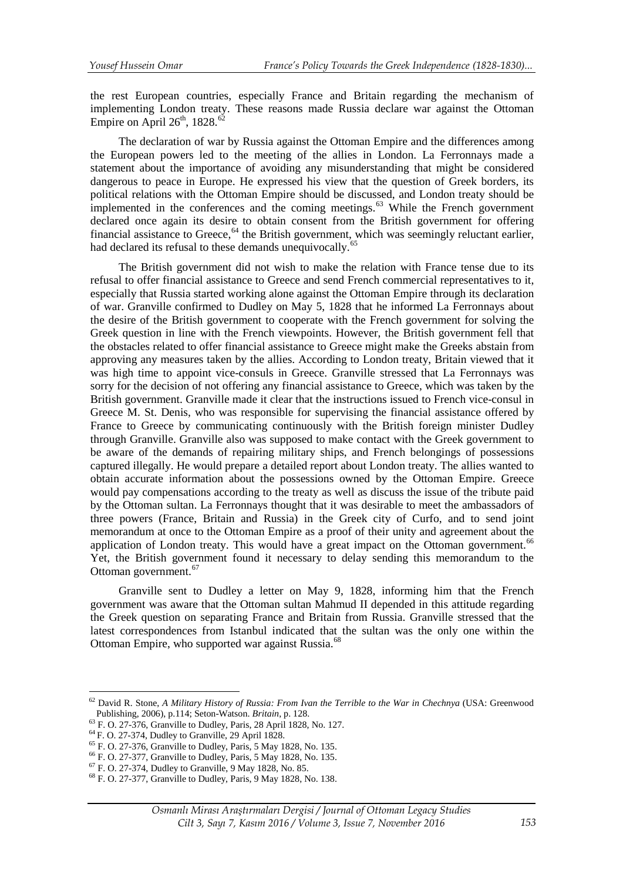the rest European countries, especially France and Britain regarding the mechanism of implementing London treaty. These reasons made Russia declare war against the Ottoman Empire on April 26th, 1828.[62]

The declaration of war by Russia against the Ottoman Empire and the differences among the European powers led to the meeting of the allies in London. La Ferronnays made a statement about the importance of avoiding any misunderstanding that might be considered dangerous to peace in Europe. He expressed his view that the question of Greek borders, its political relations with the Ottoman Empire should be discussed, and London treaty should be implemented in the conferences and the coming meetings.[63] While the French government declared once again its desire to obtain consent from the British government for offering financial assistance to Greece,[64] the British government, which was seemingly reluctant earlier, had declared its refusal to these demands unequivocally.[65]

The British government did not wish to make the relation with France tense due to its refusal to offer financial assistance to Greece and send French commercial representatives to it, especially that Russia started working alone against the Ottoman Empire through its declaration of war. Granville confirmed to Dudley on May 5, 1828 that he informed La Ferronnays about the desire of the British government to cooperate with the French government for solving the Greek question in line with the French viewpoints. However, the British government fell that the obstacles related to offer financial assistance to Greece might make the Greeks abstain from approving any measures taken by the allies. According to London treaty, Britain viewed that it was high time to appoint vice-consuls in Greece. Granville stressed that La Ferronnays was sorry for the decision of not offering any financial assistance to Greece, which was taken by the British government. Granville made it clear that the instructions issued to French vice-consul in Greece M. St. Denis, who was responsible for supervising the financial assistance offered by France to Greece by communicating continuously with the British foreign minister Dudley through Granville. Granville also was supposed to make contact with the Greek government to be aware of the demands of repairing military ships, and French belongings of possessions captured illegally. He would prepare a detailed report about London treaty. The allies wanted to obtain accurate information about the possessions owned by the Ottoman Empire. Greece would pay compensations according to the treaty as well as discuss the issue of the tribute paid by the Ottoman sultan. La Ferronnays thought that it was desirable to meet the ambassadors of three powers (France, Britain and Russia) in the Greek city of Curfo, and to send joint memorandum at once to the Ottoman Empire as a proof of their unity and agreement about the application of London treaty. This would have a great impact on the Ottoman government.[66] Yet, the British government found it necessary to delay sending this memorandum to the Ottoman government.[67]

Granville sent to Dudley a letter on May 9, 1828, informing him that the French government was aware that the Ottoman sultan Mahmud II depended in this attitude regarding the Greek question on separating France and Britain from Russia. Granville stressed that the latest correspondences from Istanbul indicated that the sultan was the only one within the Ottoman Empire, who supported war against Russia.[68]

---

[62] David R. Stone, *A Military History of Russia: From Ivan the Terrible to the War in Chechnya* (USA: Greenwood Publishing, 2006), p.114; Seton-Watson. *Britain*, p. 128.

[63] F. O. 27-376, Granville to Dudley, Paris, 28 April 1828, No. 127.

[64] F. O. 27-374, Dudley to Granville, 29 April 1828.

[65] F. O. 27-376, Granville to Dudley, Paris, 5 May 1828, No. 135.

[66] F. O. 27-377, Granville to Dudley, Paris, 5 May 1828, No. 135.

[67] F. O. 27-374, Dudley to Granville, 9 May 1828, No. 85.

[68] F. O. 27-377, Granville to Dudley, Paris, 9 May 1828, No. 138.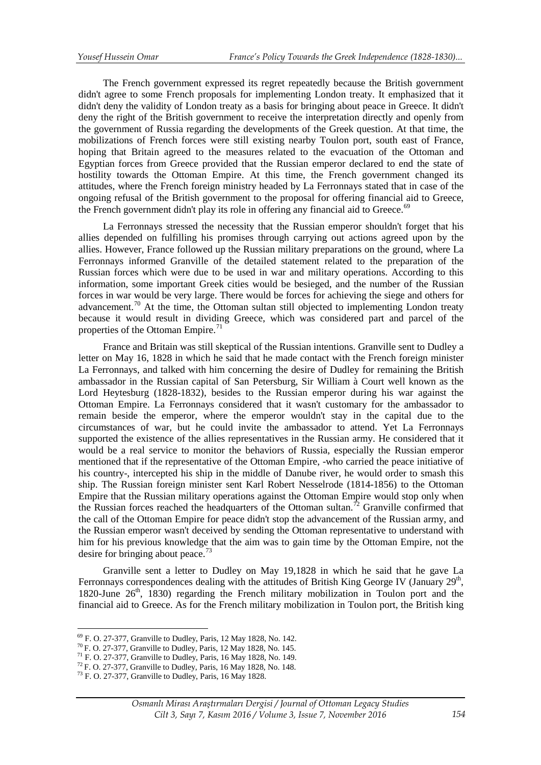The French government expressed its regret repeatedly because the British government didn't agree to some French proposals for implementing London treaty. It emphasized that it didn't deny the validity of London treaty as a basis for bringing about peace in Greece. It didn't deny the right of the British government to receive the interpretation directly and openly from the government of Russia regarding the developments of the Greek question. At that time, the mobilizations of French forces were still existing nearby Toulon port, south east of France, hoping that Britain agreed to the measures related to the evacuation of the Ottoman and Egyptian forces from Greece provided that the Russian emperor declared to end the state of hostility towards the Ottoman Empire. At this time, the French government changed its attitudes, where the French foreign ministry headed by La Ferronnays stated that in case of the ongoing refusal of the British government to the proposal for offering financial aid to Greece, the French government didn't play its role in offering any financial aid to Greece.[69]

La Ferronnays stressed the necessity that the Russian emperor shouldn't forget that his allies depended on fulfilling his promises through carrying out actions agreed upon by the allies. However, France followed up the Russian military preparations on the ground, where La Ferronnays informed Granville of the detailed statement related to the preparation of the Russian forces which were due to be used in war and military operations. According to this information, some important Greek cities would be besieged, and the number of the Russian forces in war would be very large. There would be forces for achieving the siege and others for advancement.[70] At the time, the Ottoman sultan still objected to implementing London treaty because it would result in dividing Greece, which was considered part and parcel of the properties of the Ottoman Empire.[71]

France and Britain was still skeptical of the Russian intentions. Granville sent to Dudley a letter on May 16, 1828 in which he said that he made contact with the French foreign minister La Ferronnays, and talked with him concerning the desire of Dudley for remaining the British ambassador in the Russian capital of San Petersburg, Sir William à Court well known as the Lord Heytesburg (1828-1832), besides to the Russian emperor during his war against the Ottoman Empire. La Ferronnays considered that it wasn't customary for the ambassador to remain beside the emperor, where the emperor wouldn't stay in the capital due to the circumstances of war, but he could invite the ambassador to attend. Yet La Ferronnays supported the existence of the allies representatives in the Russian army. He considered that it would be a real service to monitor the behaviors of Russia, especially the Russian emperor mentioned that if the representative of the Ottoman Empire, -who carried the peace initiative of his country-, intercepted his ship in the middle of Danube river, he would order to smash this ship. The Russian foreign minister sent Karl Robert Nesselrode (1814-1856) to the Ottoman Empire that the Russian military operations against the Ottoman Empire would stop only when the Russian forces reached the headquarters of the Ottoman sultan.[72] Granville confirmed that the call of the Ottoman Empire for peace didn't stop the advancement of the Russian army, and the Russian emperor wasn't deceived by sending the Ottoman representative to understand with him for his previous knowledge that the aim was to gain time by the Ottoman Empire, not the desire for bringing about peace.[73]

Granville sent a letter to Dudley on May 19,1828 in which he said that he gave La Ferronnays correspondences dealing with the attitudes of British King George IV (January 29th, 1820-June 26th, 1830) regarding the French military mobilization in Toulon port and the financial aid to Greece. As for the French military mobilization in Toulon port, the British king

---

[69] F. O. 27-377, Granville to Dudley, Paris, 12 May 1828, No. 142.

[70] F. O. 27-377, Granville to Dudley, Paris, 12 May 1828, No. 145.

[71] F. O. 27-377, Granville to Dudley, Paris, 16 May 1828, No. 149.

[72] F. O. 27-377, Granville to Dudley, Paris, 16 May 1828, No. 148.

[73] F. O. 27-377, Granville to Dudley, Paris, 16 May 1828.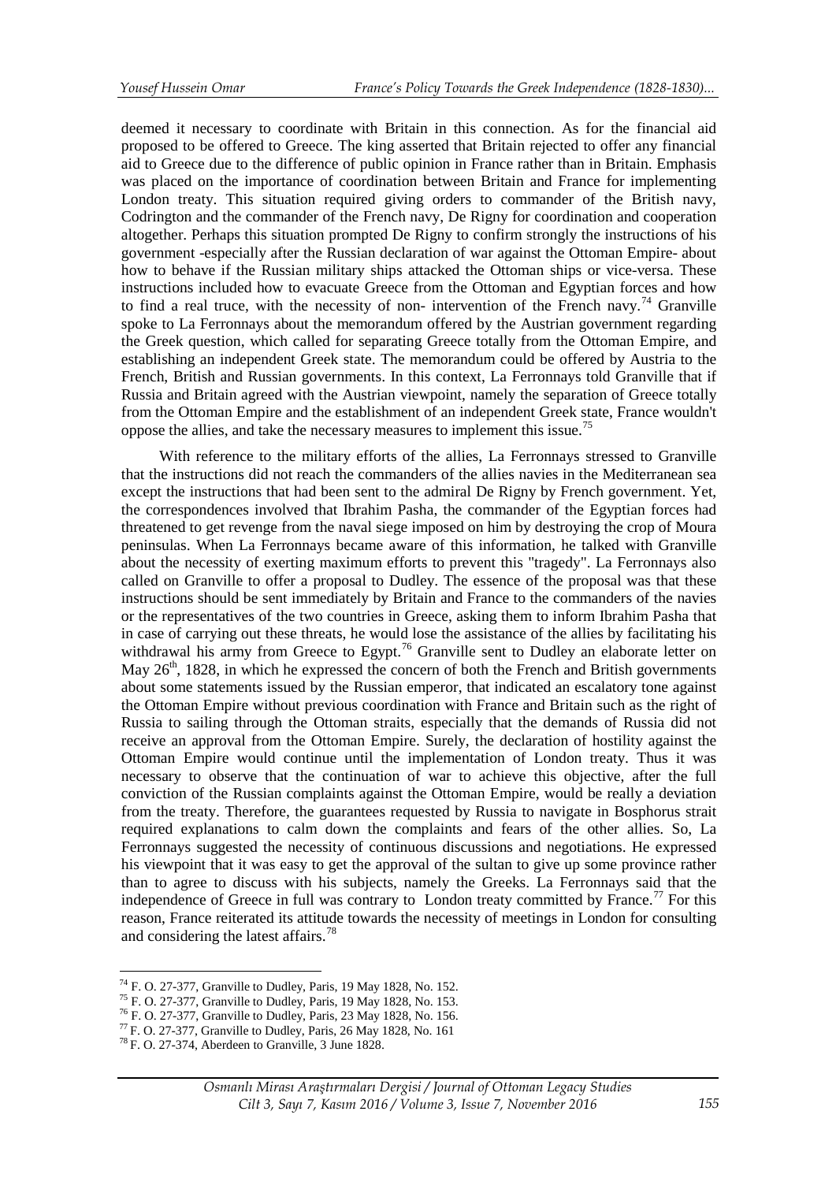deemed it necessary to coordinate with Britain in this connection. As for the financial aid proposed to be offered to Greece. The king asserted that Britain rejected to offer any financial aid to Greece due to the difference of public opinion in France rather than in Britain. Emphasis was placed on the importance of coordination between Britain and France for implementing London treaty. This situation required giving orders to commander of the British navy, Codrington and the commander of the French navy, De Rigny for coordination and cooperation altogether. Perhaps this situation prompted De Rigny to confirm strongly the instructions of his government -especially after the Russian declaration of war against the Ottoman Empire- about how to behave if the Russian military ships attacked the Ottoman ships or vice-versa. These instructions included how to evacuate Greece from the Ottoman and Egyptian forces and how to find a real truce, with the necessity of non- intervention of the French navy.[74] Granville spoke to La Ferronnays about the memorandum offered by the Austrian government regarding the Greek question, which called for separating Greece totally from the Ottoman Empire, and establishing an independent Greek state. The memorandum could be offered by Austria to the French, British and Russian governments. In this context, La Ferronnays told Granville that if Russia and Britain agreed with the Austrian viewpoint, namely the separation of Greece totally from the Ottoman Empire and the establishment of an independent Greek state, France wouldn't oppose the allies, and take the necessary measures to implement this issue.[75]

With reference to the military efforts of the allies, La Ferronnays stressed to Granville that the instructions did not reach the commanders of the allies navies in the Mediterranean sea except the instructions that had been sent to the admiral De Rigny by French government. Yet, the correspondences involved that Ibrahim Pasha, the commander of the Egyptian forces had threatened to get revenge from the naval siege imposed on him by destroying the crop of Moura peninsulas. When La Ferronnays became aware of this information, he talked with Granville about the necessity of exerting maximum efforts to prevent this "tragedy". La Ferronnays also called on Granville to offer a proposal to Dudley. The essence of the proposal was that these instructions should be sent immediately by Britain and France to the commanders of the navies or the representatives of the two countries in Greece, asking them to inform Ibrahim Pasha that in case of carrying out these threats, he would lose the assistance of the allies by facilitating his withdrawal his army from Greece to Egypt.[76] Granville sent to Dudley an elaborate letter on May 26th, 1828, in which he expressed the concern of both the French and British governments about some statements issued by the Russian emperor, that indicated an escalatory tone against the Ottoman Empire without previous coordination with France and Britain such as the right of Russia to sailing through the Ottoman straits, especially that the demands of Russia did not receive an approval from the Ottoman Empire. Surely, the declaration of hostility against the Ottoman Empire would continue until the implementation of London treaty. Thus it was necessary to observe that the continuation of war to achieve this objective, after the full conviction of the Russian complaints against the Ottoman Empire, would be really a deviation from the treaty. Therefore, the guarantees requested by Russia to navigate in Bosphorus strait required explanations to calm down the complaints and fears of the other allies. So, La Ferronnays suggested the necessity of continuous discussions and negotiations. He expressed his viewpoint that it was easy to get the approval of the sultan to give up some province rather than to agree to discuss with his subjects, namely the Greeks. La Ferronnays said that the independence of Greece in full was contrary to London treaty committed by France.[77] For this reason, France reiterated its attitude towards the necessity of meetings in London for consulting and considering the latest affairs.[78]

---

[74] F. O. 27-377, Granville to Dudley, Paris, 19 May 1828, No. 152.

[75] F. O. 27-377, Granville to Dudley, Paris, 19 May 1828, No. 153.

[76] F. O. 27-377, Granville to Dudley, Paris, 23 May 1828, No. 156.

[77] F. O. 27-377, Granville to Dudley, Paris, 26 May 1828, No. 161

[78] F. O. 27-374, Aberdeen to Granville, 3 June 1828.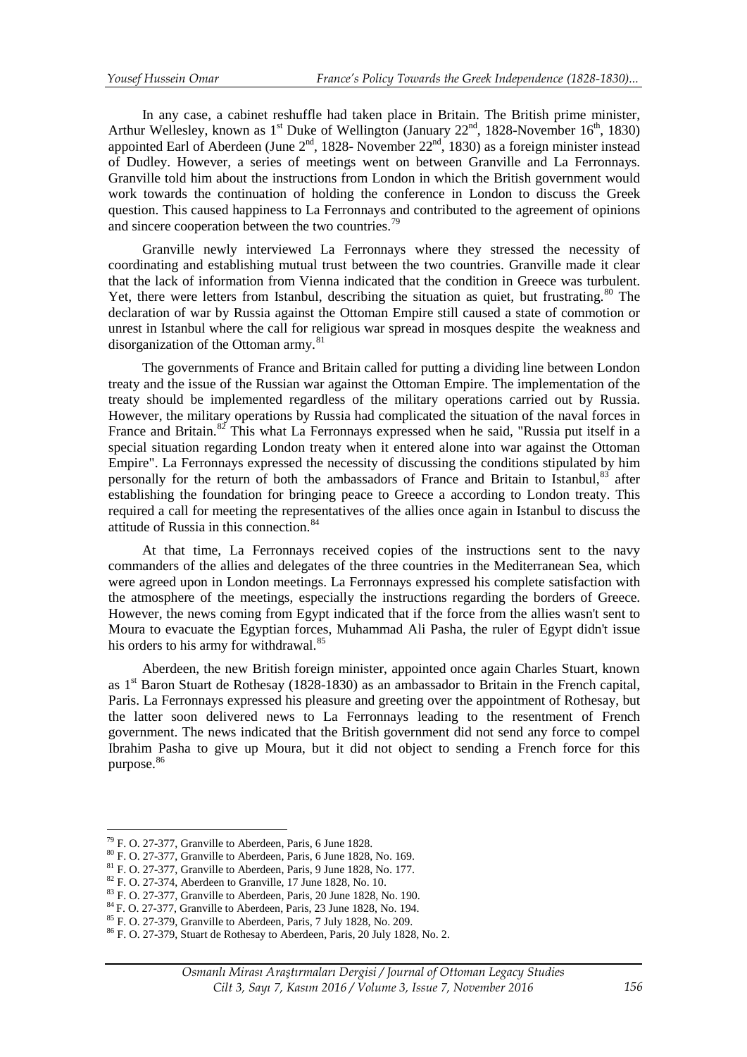In any case, a cabinet reshuffle had taken place in Britain. The British prime minister, Arthur Wellesley, known as 1st Duke of Wellington (January 22nd, 1828-November 16th, 1830) appointed Earl of Aberdeen (June 2nd, 1828- November 22nd, 1830) as a foreign minister instead of Dudley. However, a series of meetings went on between Granville and La Ferronnays. Granville told him about the instructions from London in which the British government would work towards the continuation of holding the conference in London to discuss the Greek question. This caused happiness to La Ferronnays and contributed to the agreement of opinions and sincere cooperation between the two countries.[79]

Granville newly interviewed La Ferronnays where they stressed the necessity of coordinating and establishing mutual trust between the two countries. Granville made it clear that the lack of information from Vienna indicated that the condition in Greece was turbulent. Yet, there were letters from Istanbul, describing the situation as quiet, but frustrating.[80] The declaration of war by Russia against the Ottoman Empire still caused a state of commotion or unrest in Istanbul where the call for religious war spread in mosques despite the weakness and disorganization of the Ottoman army.[81]

The governments of France and Britain called for putting a dividing line between London treaty and the issue of the Russian war against the Ottoman Empire. The implementation of the treaty should be implemented regardless of the military operations carried out by Russia. However, the military operations by Russia had complicated the situation of the naval forces in France and Britain.[82] This what La Ferronnays expressed when he said, "Russia put itself in a special situation regarding London treaty when it entered alone into war against the Ottoman Empire". La Ferronnays expressed the necessity of discussing the conditions stipulated by him personally for the return of both the ambassadors of France and Britain to Istanbul,[83] after establishing the foundation for bringing peace to Greece a according to London treaty. This required a call for meeting the representatives of the allies once again in Istanbul to discuss the attitude of Russia in this connection.[84]

At that time, La Ferronnays received copies of the instructions sent to the navy commanders of the allies and delegates of the three countries in the Mediterranean Sea, which were agreed upon in London meetings. La Ferronnays expressed his complete satisfaction with the atmosphere of the meetings, especially the instructions regarding the borders of Greece. However, the news coming from Egypt indicated that if the force from the allies wasn't sent to Moura to evacuate the Egyptian forces, Muhammad Ali Pasha, the ruler of Egypt didn't issue his orders to his army for withdrawal.[85]

Aberdeen, the new British foreign minister, appointed once again Charles Stuart, known as 1st Baron Stuart de Rothesay (1828-1830) as an ambassador to Britain in the French capital, Paris. La Ferronnays expressed his pleasure and greeting over the appointment of Rothesay, but the latter soon delivered news to La Ferronnays leading to the resentment of French government. The news indicated that the British government did not send any force to compel Ibrahim Pasha to give up Moura, but it did not object to sending a French force for this purpose.[86]

---

[79] F. O. 27-377, Granville to Aberdeen, Paris, 6 June 1828.
[80] F. O. 27-377, Granville to Aberdeen, Paris, 6 June 1828, No. 169.
[81] F. O. 27-377, Granville to Aberdeen, Paris, 9 June 1828, No. 177.
[82] F. O. 27-374, Aberdeen to Granville, 17 June 1828, No. 10.
[83] F. O. 27-377, Granville to Aberdeen, Paris, 20 June 1828, No. 190.
[84] F. O. 27-377, Granville to Aberdeen, Paris, 23 June 1828, No. 194.
[85] F. O. 27-379, Granville to Aberdeen, Paris, 7 July 1828, No. 209.
[86] F. O. 27-379, Stuart de Rothesay to Aberdeen, Paris, 20 July 1828, No. 2.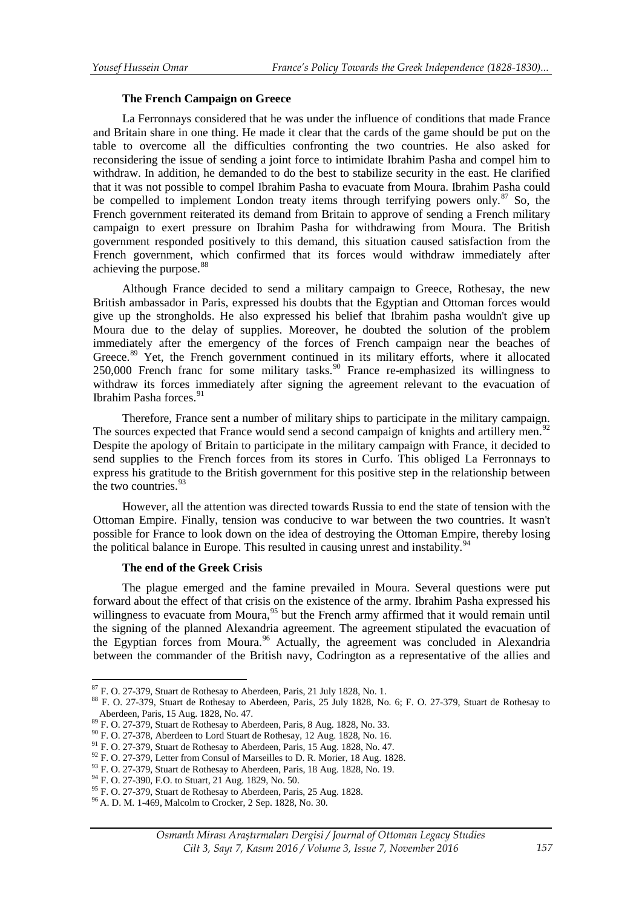### The French Campaign on Greece

La Ferronnays considered that he was under the influence of conditions that made France and Britain share in one thing. He made it clear that the cards of the game should be put on the table to overcome all the difficulties confronting the two countries. He also asked for reconsidering the issue of sending a joint force to intimidate Ibrahim Pasha and compel him to withdraw. In addition, he demanded to do the best to stabilize security in the east. He clarified that it was not possible to compel Ibrahim Pasha to evacuate from Moura. Ibrahim Pasha could be compelled to implement London treaty items through terrifying powers only.[87] So, the French government reiterated its demand from Britain to approve of sending a French military campaign to exert pressure on Ibrahim Pasha for withdrawing from Moura. The British government responded positively to this demand, this situation caused satisfaction from the French government, which confirmed that its forces would withdraw immediately after achieving the purpose.[88]

Although France decided to send a military campaign to Greece, Rothesay, the new British ambassador in Paris, expressed his doubts that the Egyptian and Ottoman forces would give up the strongholds. He also expressed his belief that Ibrahim pasha wouldn't give up Moura due to the delay of supplies. Moreover, he doubted the solution of the problem immediately after the emergency of the forces of French campaign near the beaches of Greece.[89] Yet, the French government continued in its military efforts, where it allocated 250,000 French franc for some military tasks.[90] France re-emphasized its willingness to withdraw its forces immediately after signing the agreement relevant to the evacuation of Ibrahim Pasha forces.[91]

Therefore, France sent a number of military ships to participate in the military campaign. The sources expected that France would send a second campaign of knights and artillery men.[92] Despite the apology of Britain to participate in the military campaign with France, it decided to send supplies to the French forces from its stores in Curfo. This obliged La Ferronnays to express his gratitude to the British government for this positive step in the relationship between the two countries.[93]

However, all the attention was directed towards Russia to end the state of tension with the Ottoman Empire. Finally, tension was conducive to war between the two countries. It wasn't possible for France to look down on the idea of destroying the Ottoman Empire, thereby losing the political balance in Europe. This resulted in causing unrest and instability.[94]

### The end of the Greek Crisis

The plague emerged and the famine prevailed in Moura. Several questions were put forward about the effect of that crisis on the existence of the army. Ibrahim Pasha expressed his willingness to evacuate from Moura,[95] but the French army affirmed that it would remain until the signing of the planned Alexandria agreement. The agreement stipulated the evacuation of the Egyptian forces from Moura.[96] Actually, the agreement was concluded in Alexandria between the commander of the British navy, Codrington as a representative of the allies and

---

[87] F. O. 27-379, Stuart de Rothesay to Aberdeen, Paris, 21 July 1828, No. 1.

[88] F. O. 27-379, Stuart de Rothesay to Aberdeen, Paris, 25 July 1828, No. 6; F. O. 27-379, Stuart de Rothesay to Aberdeen, Paris, 15 Aug. 1828, No. 47.

[89] F. O. 27-379, Stuart de Rothesay to Aberdeen, Paris, 8 Aug. 1828, No. 33.

[90] F. O. 27-378, Aberdeen to Lord Stuart de Rothesay, 12 Aug. 1828, No. 16.

[91] F. O. 27-379, Stuart de Rothesay to Aberdeen, Paris, 15 Aug. 1828, No. 47.

[92] F. O. 27-379, Letter from Consul of Marseilles to D. R. Morier, 18 Aug. 1828.

[93] F. O. 27-379, Stuart de Rothesay to Aberdeen, Paris, 18 Aug. 1828, No. 19.

[94] F. O. 27-390, F.O. to Stuart, 21 Aug. 1829, No. 50.

[95] F. O. 27-379, Stuart de Rothesay to Aberdeen, Paris, 25 Aug. 1828.

[96] A. D. M. 1-469, Malcolm to Crocker, 2 Sep. 1828, No. 30.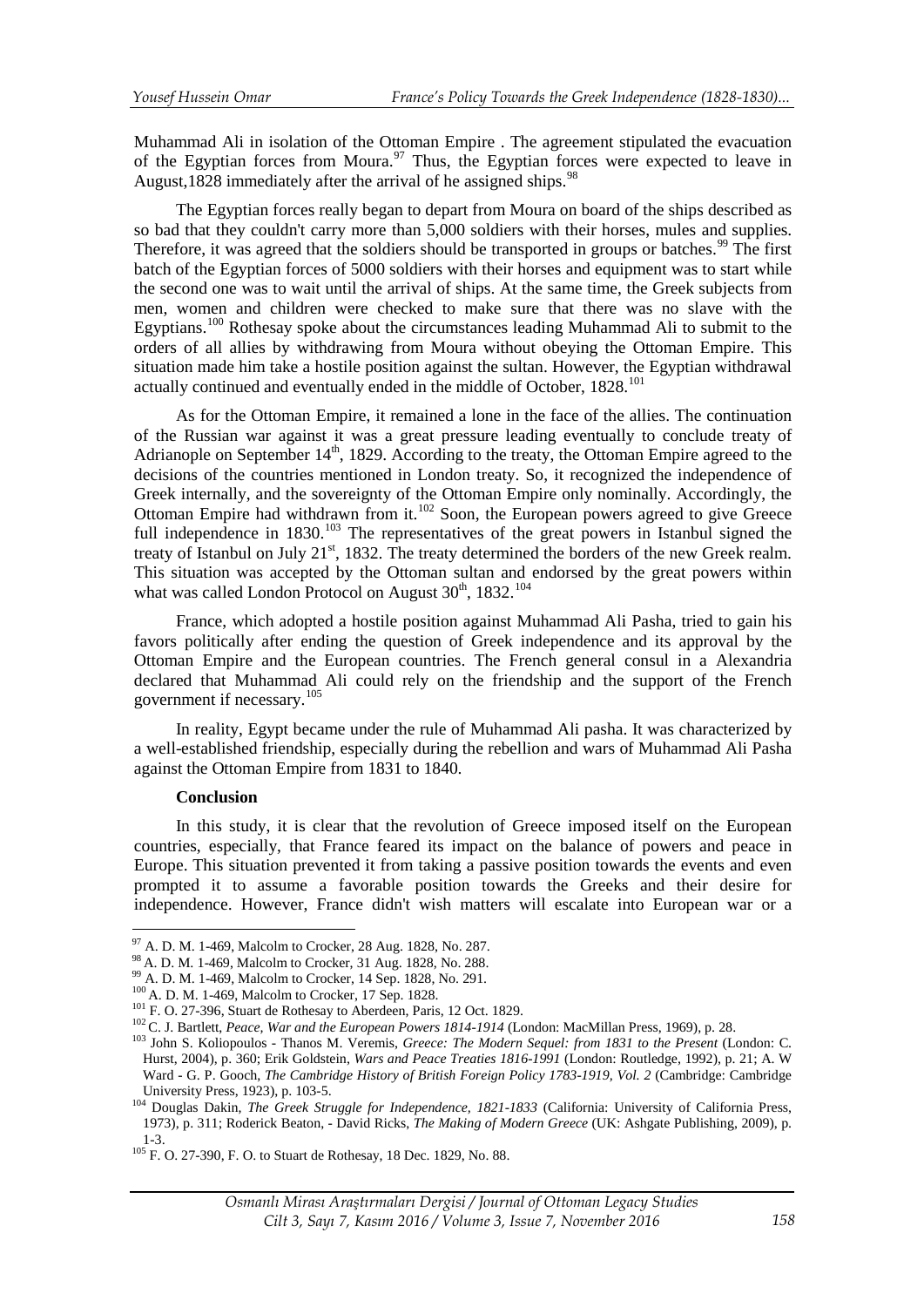Muhammad Ali in isolation of the Ottoman Empire . The agreement stipulated the evacuation of the Egyptian forces from Moura.[97] Thus, the Egyptian forces were expected to leave in August,1828 immediately after the arrival of he assigned ships.[98]

The Egyptian forces really began to depart from Moura on board of the ships described as so bad that they couldn't carry more than 5,000 soldiers with their horses, mules and supplies. Therefore, it was agreed that the soldiers should be transported in groups or batches.[99] The first batch of the Egyptian forces of 5000 soldiers with their horses and equipment was to start while the second one was to wait until the arrival of ships. At the same time, the Greek subjects from men, women and children were checked to make sure that there was no slave with the Egyptians.[100] Rothesay spoke about the circumstances leading Muhammad Ali to submit to the orders of all allies by withdrawing from Moura without obeying the Ottoman Empire. This situation made him take a hostile position against the sultan. However, the Egyptian withdrawal actually continued and eventually ended in the middle of October, 1828.[101]

As for the Ottoman Empire, it remained a lone in the face of the allies. The continuation of the Russian war against it was a great pressure leading eventually to conclude treaty of Adrianople on September 14th, 1829. According to the treaty, the Ottoman Empire agreed to the decisions of the countries mentioned in London treaty. So, it recognized the independence of Greek internally, and the sovereignty of the Ottoman Empire only nominally. Accordingly, the Ottoman Empire had withdrawn from it.[102] Soon, the European powers agreed to give Greece full independence in 1830.[103] The representatives of the great powers in Istanbul signed the treaty of Istanbul on July 21st, 1832. The treaty determined the borders of the new Greek realm. This situation was accepted by the Ottoman sultan and endorsed by the great powers within what was called London Protocol on August 30th, 1832.[104]

France, which adopted a hostile position against Muhammad Ali Pasha, tried to gain his favors politically after ending the question of Greek independence and its approval by the Ottoman Empire and the European countries. The French general consul in a Alexandria declared that Muhammad Ali could rely on the friendship and the support of the French government if necessary.[105]

In reality, Egypt became under the rule of Muhammad Ali pasha. It was characterized by a well-established friendship, especially during the rebellion and wars of Muhammad Ali Pasha against the Ottoman Empire from 1831 to 1840.

## Conclusion

In this study, it is clear that the revolution of Greece imposed itself on the European countries, especially, that France feared its impact on the balance of powers and peace in Europe. This situation prevented it from taking a passive position towards the events and even prompted it to assume a favorable position towards the Greeks and their desire for independence. However, France didn't wish matters will escalate into European war or a

---

[97] A. D. M. 1-469, Malcolm to Crocker, 28 Aug. 1828, No. 287.

[98] A. D. M. 1-469, Malcolm to Crocker, 31 Aug. 1828, No. 288.

[99] A. D. M. 1-469, Malcolm to Crocker, 14 Sep. 1828, No. 291.

[100] A. D. M. 1-469, Malcolm to Crocker, 17 Sep. 1828.

[101] F. O. 27-396, Stuart de Rothesay to Aberdeen, Paris, 12 Oct. 1829.

[102] C. J. Bartlett, *Peace, War and the European Powers 1814-1914* (London: MacMillan Press, 1969), p. 28.

[103] John S. Koliopoulos - Thanos M. Veremis, *Greece: The Modern Sequel: from 1831 to the Present* (London: C. Hurst, 2004), p. 360; Erik Goldstein, *Wars and Peace Treaties 1816-1991* (London: Routledge, 1992), p. 21; A. W Ward - G. P. Gooch, *The Cambridge History of British Foreign Policy 1783-1919, Vol. 2* (Cambridge: Cambridge University Press, 1923), p. 103-5.

[104] Douglas Dakin, *The Greek Struggle for Independence, 1821-1833* (California: University of California Press, 1973), p. 311; Roderick Beaton, - David Ricks, *The Making of Modern Greece* (UK: Ashgate Publishing, 2009), p. 1-3.

[105] F. O. 27-390, F. O. to Stuart de Rothesay, 18 Dec. 1829, No. 88.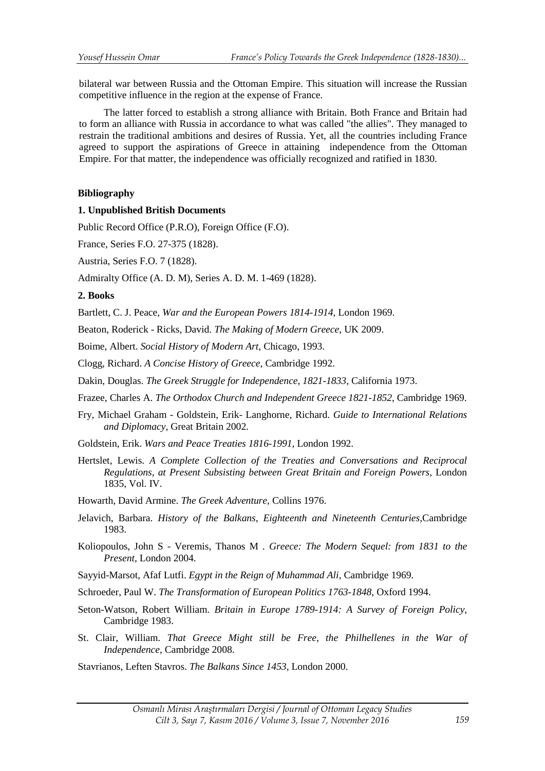bilateral war between Russia and the Ottoman Empire. This situation will increase the Russian competitive influence in the region at the expense of France.

The latter forced to establish a strong alliance with Britain. Both France and Britain had to form an alliance with Russia in accordance to what was called "the allies". They managed to restrain the traditional ambitions and desires of Russia. Yet, all the countries including France agreed to support the aspirations of Greece in attaining independence from the Ottoman Empire. For that matter, the independence was officially recognized and ratified in 1830.

## Bibliography

### 1. Unpublished British Documents

Public Record Office (P.R.O), Foreign Office (F.O).

France, Series F.O. 27-375 (1828).

Austria, Series F.O. 7 (1828).

Admiralty Office (A. D. M), Series A. D. M. 1-469 (1828).

### 2. Books

Bartlett, C. J. Peace, *War and the European Powers 1814-1914*, London 1969.

Beaton, Roderick - Ricks, David. *The Making of Modern Greece*, UK 2009.

Boime, Albert. *Social History of Modern Art*, Chicago, 1993.

Clogg, Richard. *A Concise History of Greece*, Cambridge 1992.

Dakin, Douglas. *The Greek Struggle for Independence, 1821-1833*, California 1973.

Frazee, Charles A. *The Orthodox Church and Independent Greece 1821-1852*, Cambridge 1969.

Fry, Michael Graham - Goldstein, Erik- Langhorne, Richard. *Guide to International Relations and Diplomacy*, Great Britain 2002.

Goldstein, Erik. *Wars and Peace Treaties 1816-1991*, London 1992.

Hertslet, Lewis. *A Complete Collection of the Treaties and Conversations and Reciprocal Regulations, at Present Subsisting between Great Britain and Foreign Powers*, London 1835, Vol. IV.

Howarth, David Armine. *The Greek Adventure*, Collins 1976.

Jelavich, Barbara. *History of the Balkans, Eighteenth and Nineteenth Centuries,*Cambridge 1983.

Koliopoulos, John S - Veremis, Thanos M . *Greece: The Modern Sequel: from 1831 to the Present*, London 2004.

Sayyid-Marsot, Afaf Lutfi. *Egypt in the Reign of Muhammad Ali*, Cambridge 1969.

Schroeder, Paul W. *The Transformation of European Politics 1763-1848,* Oxford 1994.

Seton-Watson, Robert William. *Britain in Europe 1789-1914: A Survey of Foreign Policy*, Cambridge 1983.

St. Clair, William. *That Greece Might still be Free, the Philhellenes in the War of Independence*, Cambridge 2008.

Stavrianos, Leften Stavros. *The Balkans Since 1453*, London 2000.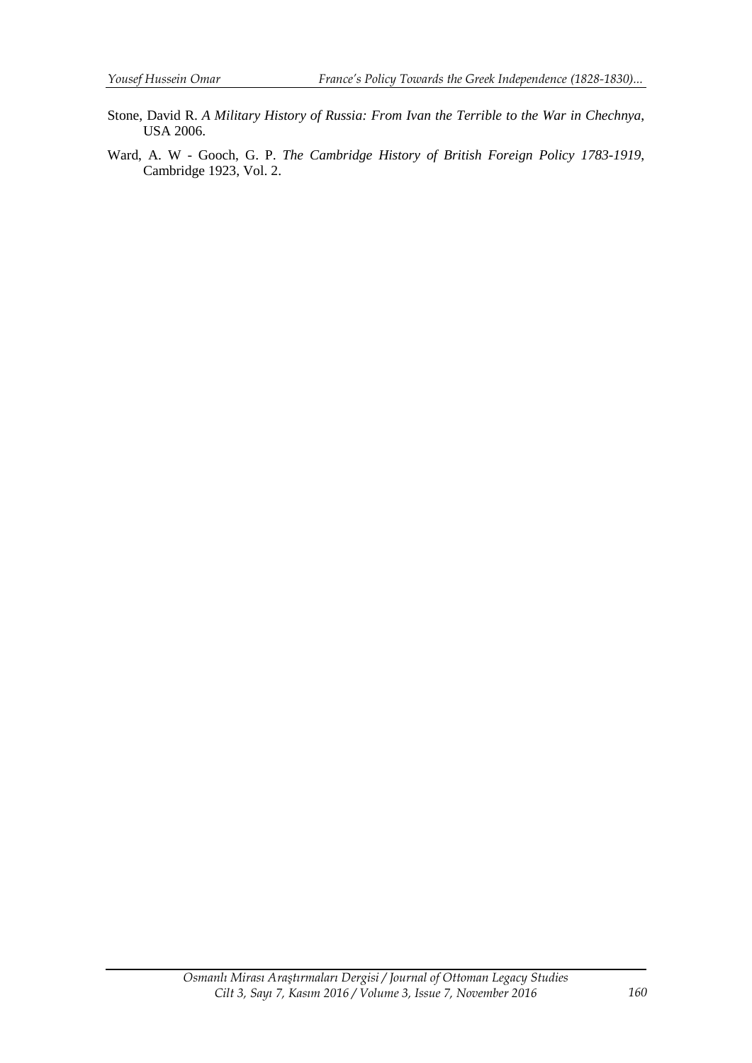Stone, David R. *A Military History of Russia: From Ivan the Terrible to the War in Chechnya*, USA 2006.

Ward, A. W - Gooch, G. P. *The Cambridge History of British Foreign Policy 1783-1919*, Cambridge 1923, Vol. 2.